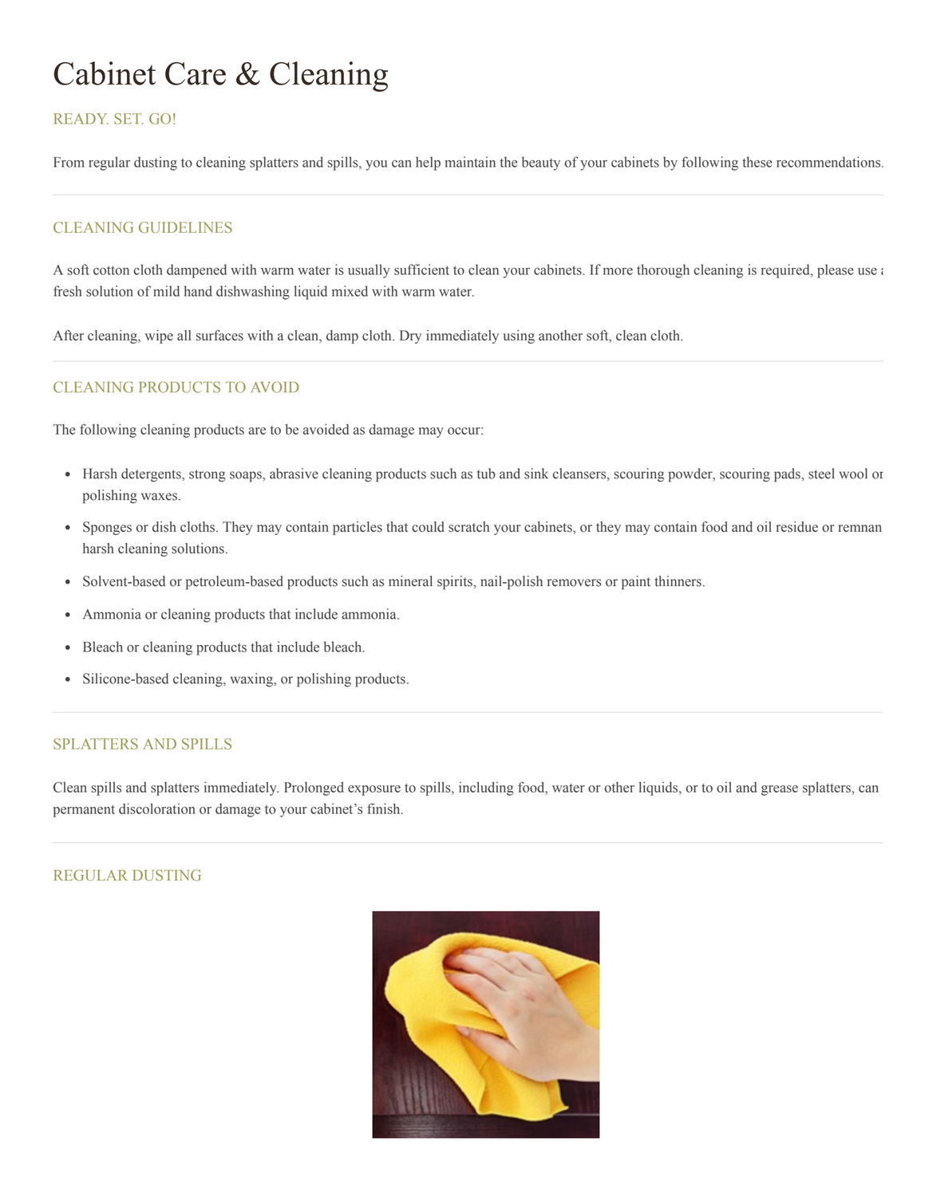# Cabinet Care & Cleaning

## READY. SET. GO!

From regular dusting to cleaning splatters and spills, you can help maintain the beauty of your cabinets by following these recommendations.

## CLEANING GUIDELINES

A soft cotton cloth dampened with warm water is usually sufficient to clean your cabinets. If more thorough cleaning is required, please use a fresh solution of mild hand dishwashing liquid mixed with warm water.

After cleaning, wipe all surfaces with a clean, damp cloth. Dry immediately using another soft, clean cloth.

## CLEANING PRODUCTS TO AVOID

The following cleaning products are to be avoided as damage may occur:

- Harsh detergents, strong soaps, abrasive cleaning products such as tub and sink cleansers, scouring powder, scouring pads, steel wool or polishing waxes.
- Sponges or dish cloths. They may contain particles that could scratch your cabinets, or they may contain food and oil residue or remnan harsh cleaning solutions.
- Solvent-based or petroleum-based products such as mineral spirits, nail-polish removers or paint thinners.
- Ammonia or cleaning products that include ammonia.
- Bleach or cleaning products that include bleach.
- Silicone-based cleaning, waxing, or polishing products.

## SPLATTERS AND SPILLS

Clean spills and splatters immediately. Prolonged exposure to spills, including food, water or other liquids, or to oil and grease splatters, can permanent discoloration or damage to your cabinet's finish.

## REGULAR DUSTING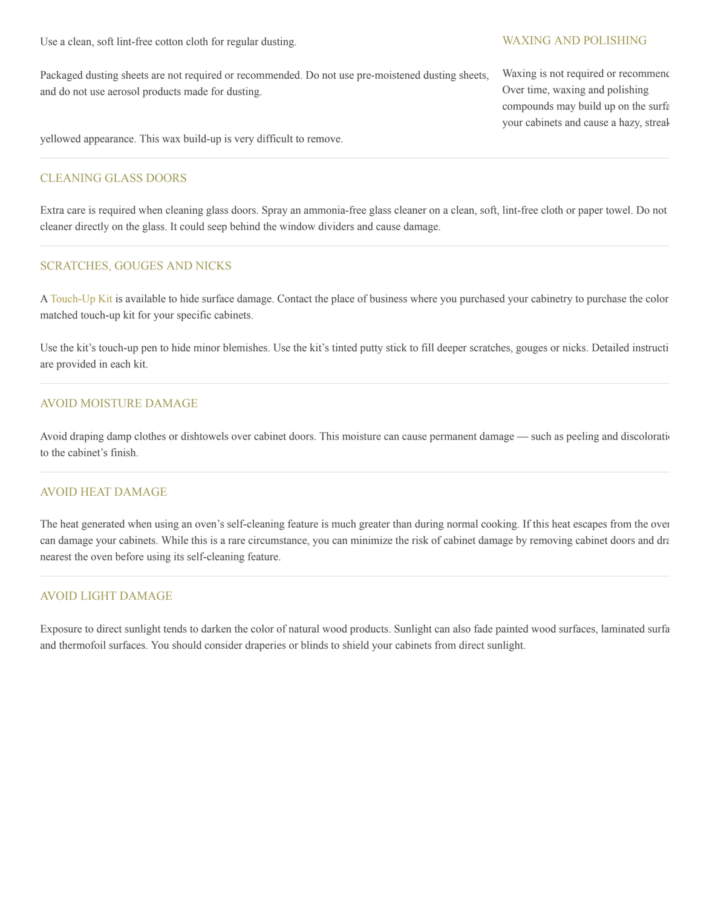Use a clean, soft lint-free cotton cloth for regular dusting.

Packaged dusting sheets are not required or recommended. Do not use pre-moistened dusting sheets, and do not use aerosol products made for dusting.

## WAXING AND POLISHING

Waxing is not required or recommenc Over time, waxing and polishing compounds may build up on the surfa your cabinets and cause a hazy, streak yellowed appearance. This wax build-up is very difficult to remove.

## CLEANING GLASS DOORS

Extra care is required when cleaning glass doors. Spray an ammonia-free glass cleaner on a clean, soft, lint-free cloth or paper towel. Do not cleaner directly on the glass. It could seep behind the window dividers and cause damage.

## SCRATCHES, GOUGES AND NICKS

A Touch-Up Kit is available to hide surface damage. Contact the place of business where you purchased your cabinetry to purchase the color matched touch-up kit for your specific cabinets.

Use the kit's touch-up pen to hide minor blemishes. Use the kit's tinted putty stick to fill deeper scratches, gouges or nicks. Detailed instructi are provided in each kit.

## AVOID MOISTURE DAMAGE

Avoid draping damp clothes or dishtowels over cabinet doors. This moisture can cause permanent damage — such as peeling and discolorati to the cabinet's finish.

## AVOID HEAT DAMAGE

The heat generated when using an oven's self-cleaning feature is much greater than during normal cooking. If this heat escapes from the over can damage your cabinets. While this is a rare circumstance, you can minimize the risk of cabinet damage by removing cabinet doors and dra nearest the oven before using its self-cleaning feature.

## AVOID LIGHT DAMAGE

Exposure to direct sunlight tends to darken the color of natural wood products. Sunlight can also fade painted wood surfaces, laminated surfa and thermofoil surfaces. You should consider draperies or blinds to shield your cabinets from direct sunlight.